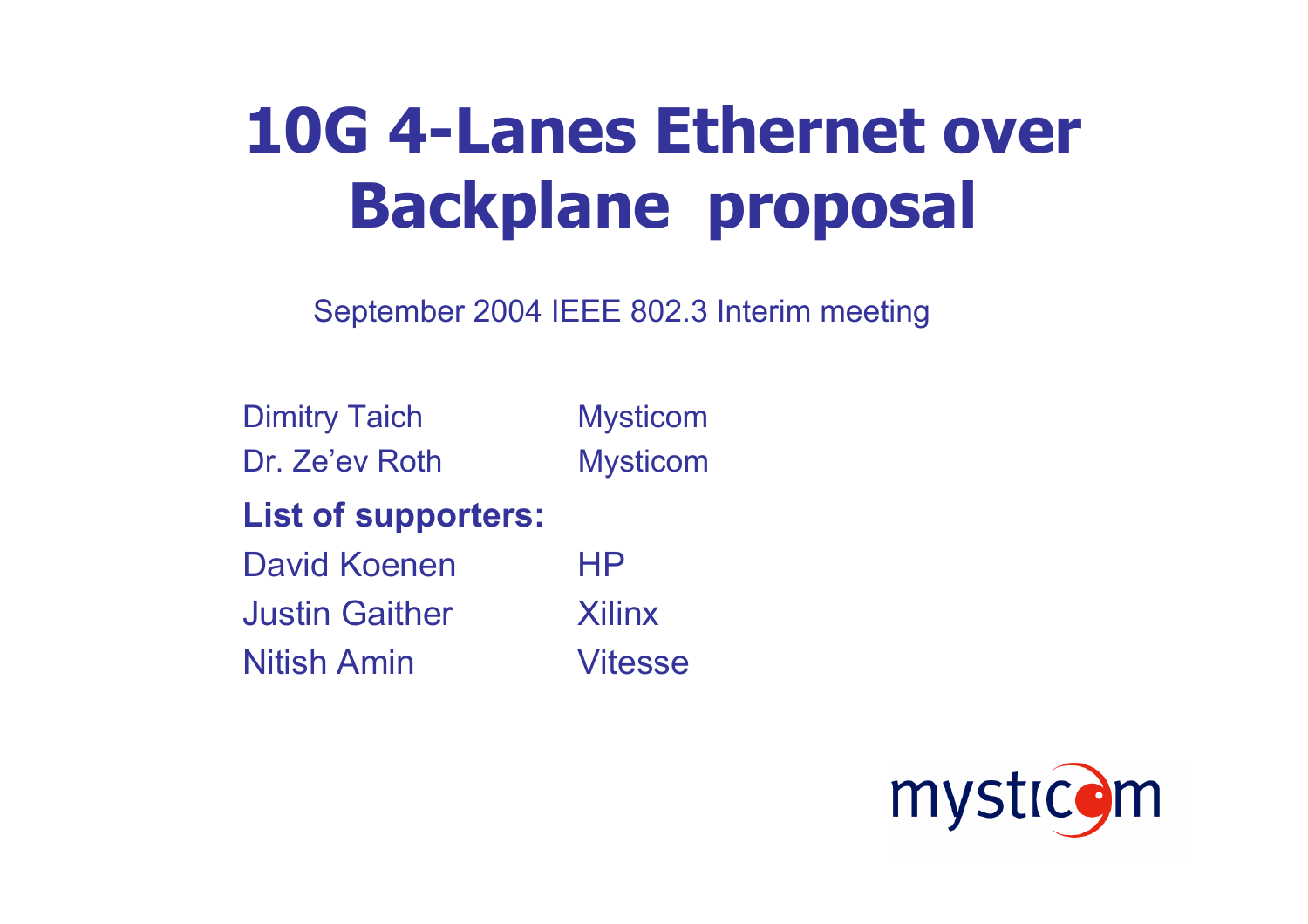# 10G 4-Lanes Ethernet over Backplane proposal

September 2004 IEEE 802.3 Interim meeting

| | |
|---|---|
| Dimitry Taich | Mysticom |
| Dr. Ze'ev Roth | Mysticom |

**List of supporters:**

| | |
|---|---|
| David Koenen | HP |
| Justin Gaither | Xilinx |
| Nitish Amin | Vitesse |

mysticom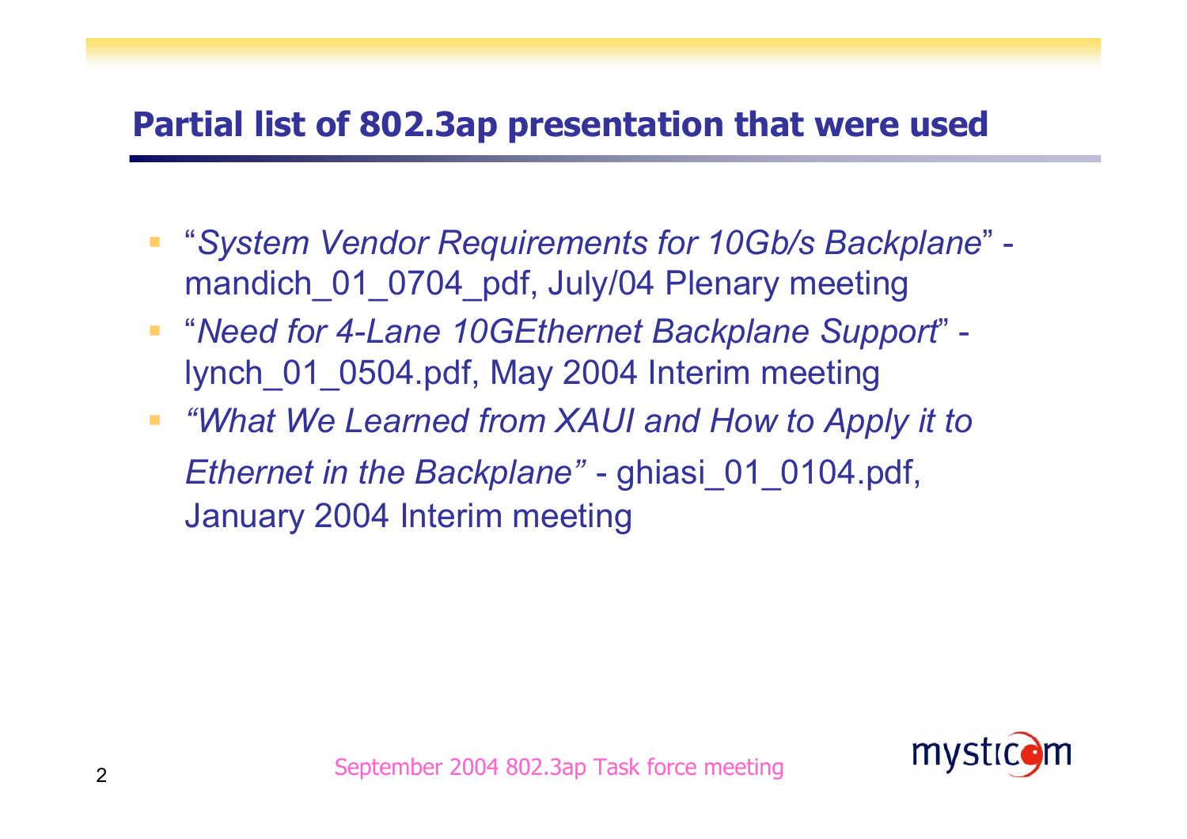## Partial list of 802.3ap presentation that were used

- "*System Vendor Requirements for 10Gb/s Backplane*" - mandich_01_0704_pdf, July/04 Plenary meeting
- "*Need for 4-Lane 10GEthernet Backplane Support*" - lynch_01_0504.pdf, May 2004 Interim meeting
- *"What We Learned from XAUI and How to Apply it to Ethernet in the Backplane"* - ghiasi_01_0104.pdf, January 2004 Interim meeting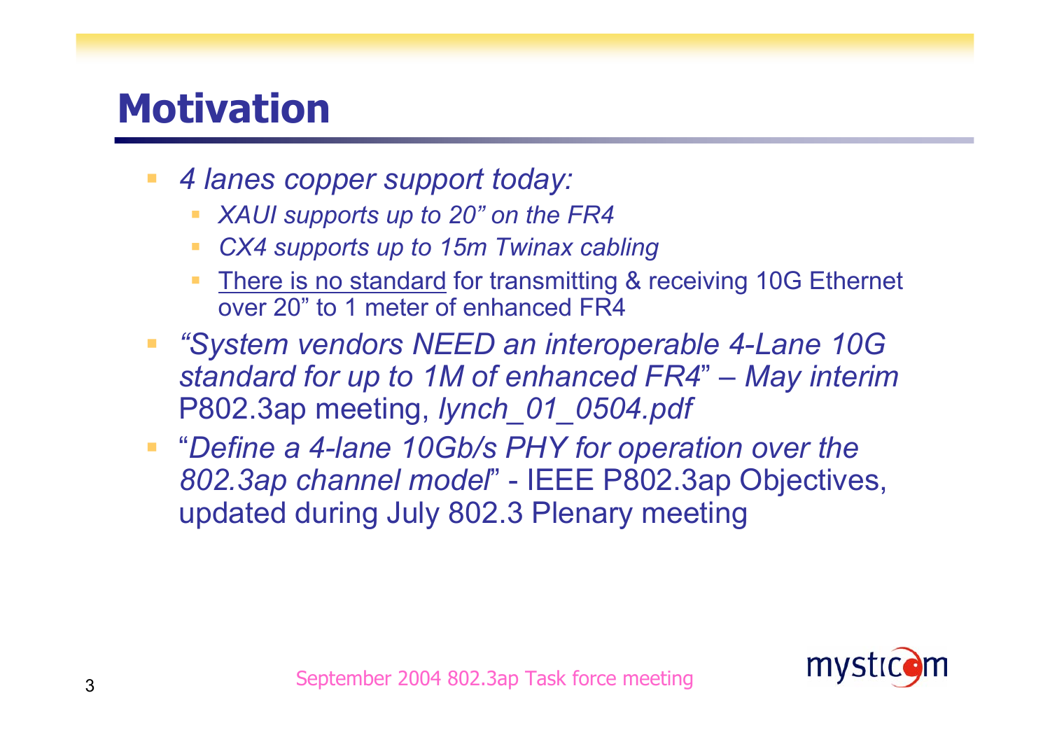# Motivation

- *4 lanes copper support today:*
  - *XAUI supports up to 20" on the FR4*
  - *CX4 supports up to 15m Twinax cabling*
  - There is no standard for transmitting & receiving 10G Ethernet over 20" to 1 meter of enhanced FR4
- *"System vendors NEED an interoperable 4-Lane 10G standard for up to 1M of enhanced FR4" – May interim* P802.3ap meeting, *lynch_01_0504.pdf*
- "*Define a 4-lane 10Gb/s PHY for operation over the 802.3ap channel model*" - IEEE P802.3ap Objectives, updated during July 802.3 Plenary meeting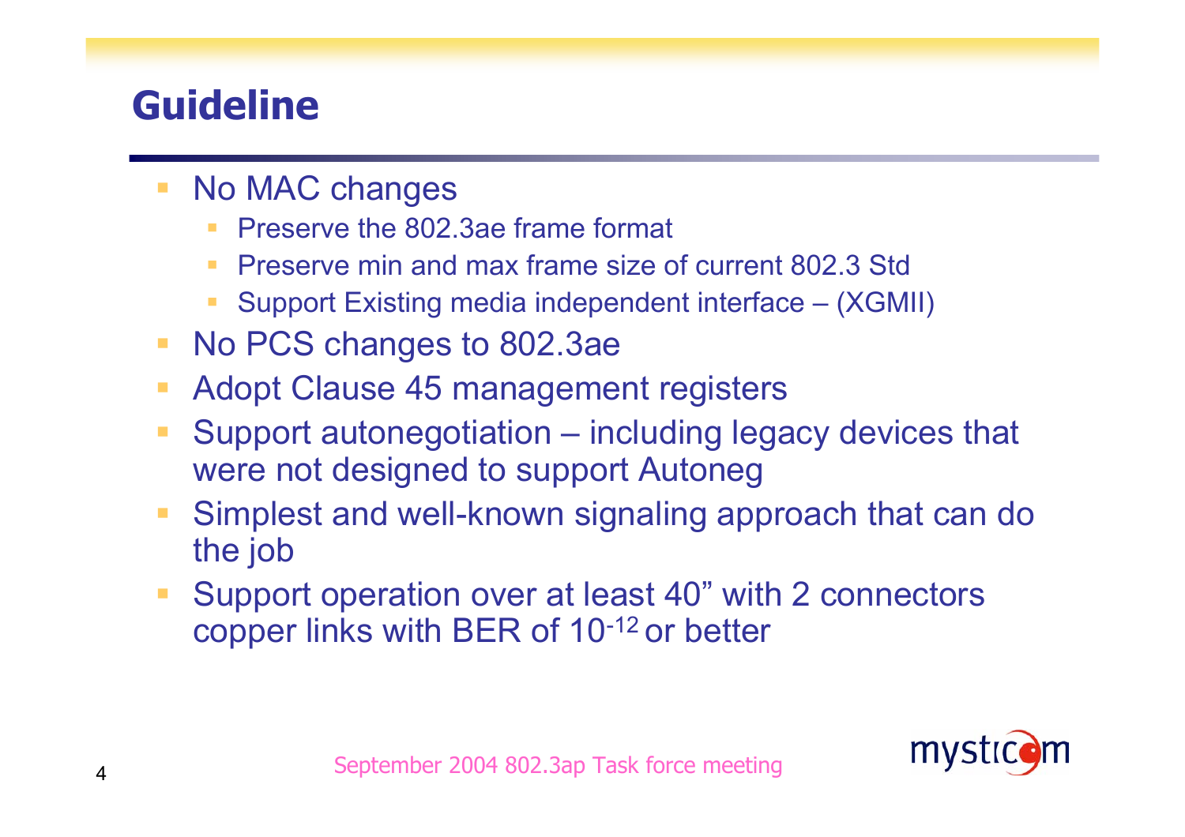# Guideline

- No MAC changes
  - Preserve the 802.3ae frame format
  - Preserve min and max frame size of current 802.3 Std
  - Support Existing media independent interface – (XGMII)
- No PCS changes to 802.3ae
- Adopt Clause 45 management registers
- Support autonegotiation – including legacy devices that were not designed to support Autoneg
- Simplest and well-known signaling approach that can do the job
- Support operation over at least 40” with 2 connectors copper links with BER of $10^{-12}$ or better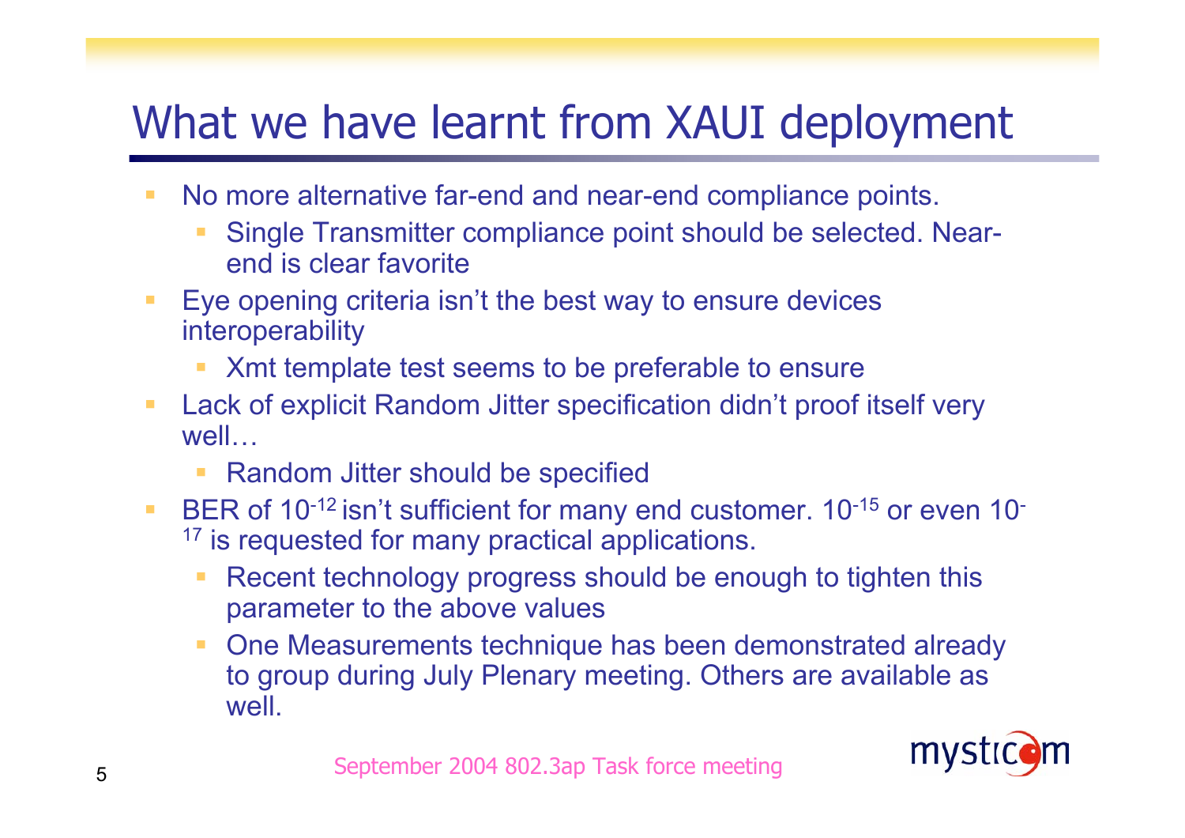# What we have learnt from XAUI deployment

- No more alternative far-end and near-end compliance points.
  - Single Transmitter compliance point should be selected. Near-end is clear favorite
- Eye opening criteria isn't the best way to ensure devices interoperability
  - Xmt template test seems to be preferable to ensure
- Lack of explicit Random Jitter specification didn't proof itself very well…
  - Random Jitter should be specified
- BER of $10^{-12}$ isn't sufficient for many end customer. $10^{-15}$ or even $10^{-17}$ is requested for many practical applications.
  - Recent technology progress should be enough to tighten this parameter to the above values
  - One Measurements technique has been demonstrated already to group during July Plenary meeting. Others are available as well.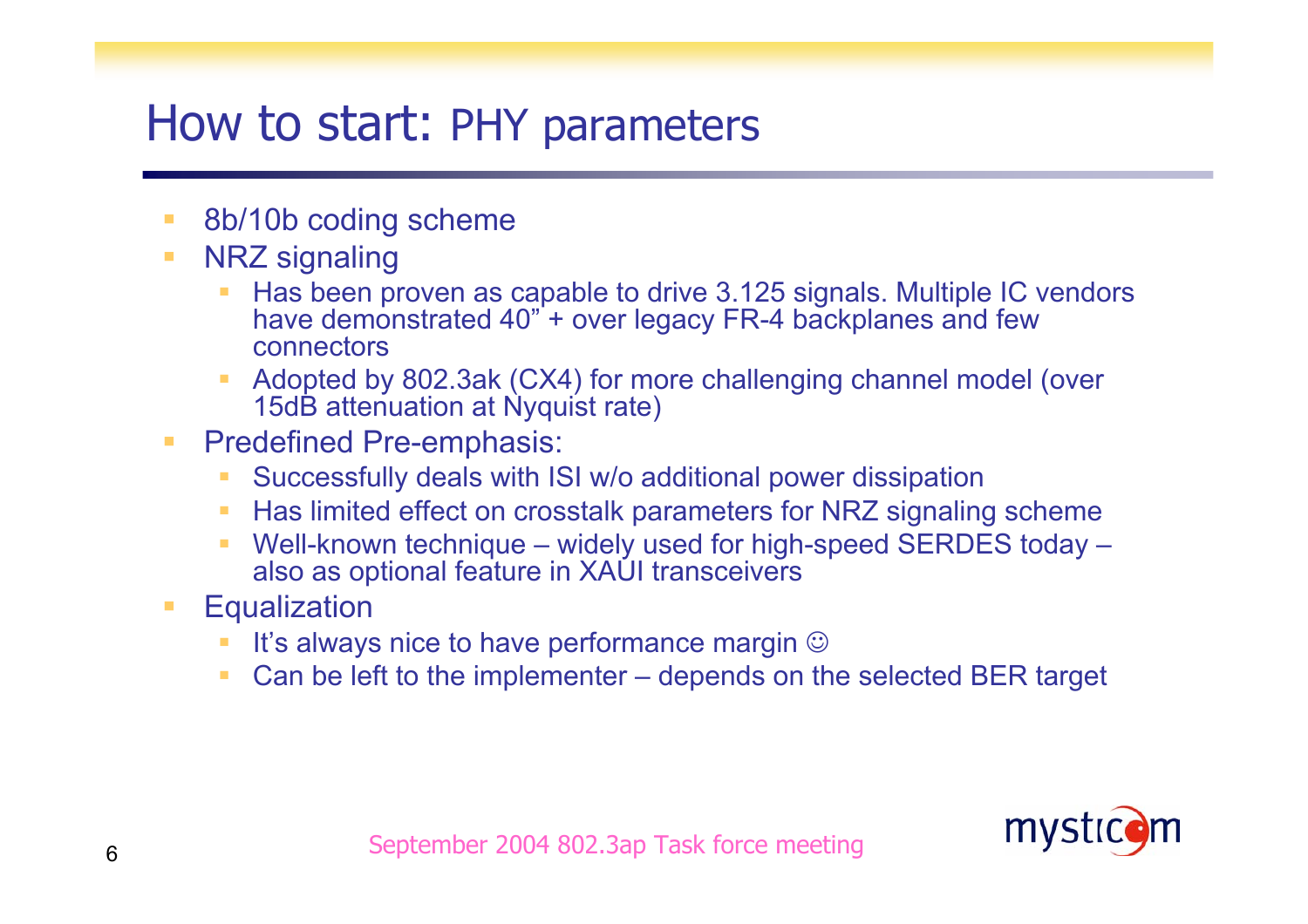# How to start: PHY parameters

- 8b/10b coding scheme
- NRZ signaling
  - Has been proven as capable to drive 3.125 signals. Multiple IC vendors have demonstrated 40" + over legacy FR-4 backplanes and few connectors
  - Adopted by 802.3ak (CX4) for more challenging channel model (over 15dB attenuation at Nyquist rate)
- Predefined Pre-emphasis:
  - Successfully deals with ISI w/o additional power dissipation
  - Has limited effect on crosstalk parameters for NRZ signaling scheme
  - Well-known technique – widely used for high-speed SERDES today – also as optional feature in XAUI transceivers
- Equalization
  - It's always nice to have performance margin ☺
  - Can be left to the implementer – depends on the selected BER target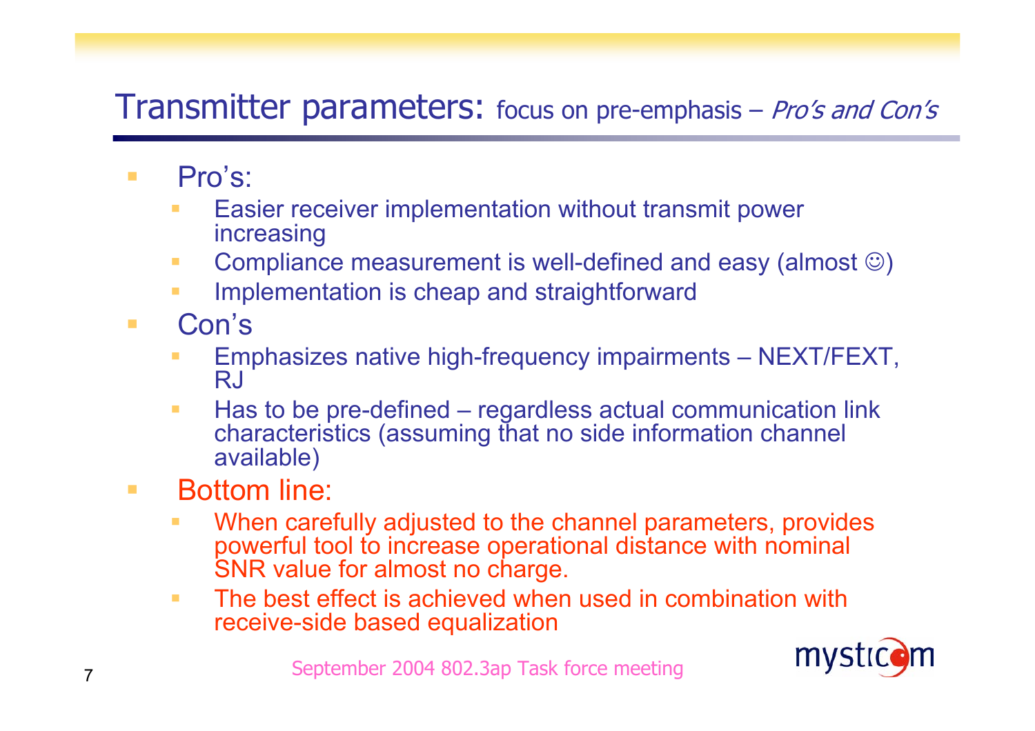# Transmitter parameters: focus on pre-emphasis – *Pro's and Con's*

- Pro's:
  - Easier receiver implementation without transmit power increasing
  - Compliance measurement is well-defined and easy (almost ☺)
  - Implementation is cheap and straightforward
- Con's
  - Emphasizes native high-frequency impairments – NEXT/FEXT, RJ
  - Has to be pre-defined – regardless actual communication link characteristics (assuming that no side information channel available)
- Bottom line:
  - When carefully adjusted to the channel parameters, provides powerful tool to increase operational distance with nominal SNR value for almost no charge.
  - The best effect is achieved when used in combination with receive-side based equalization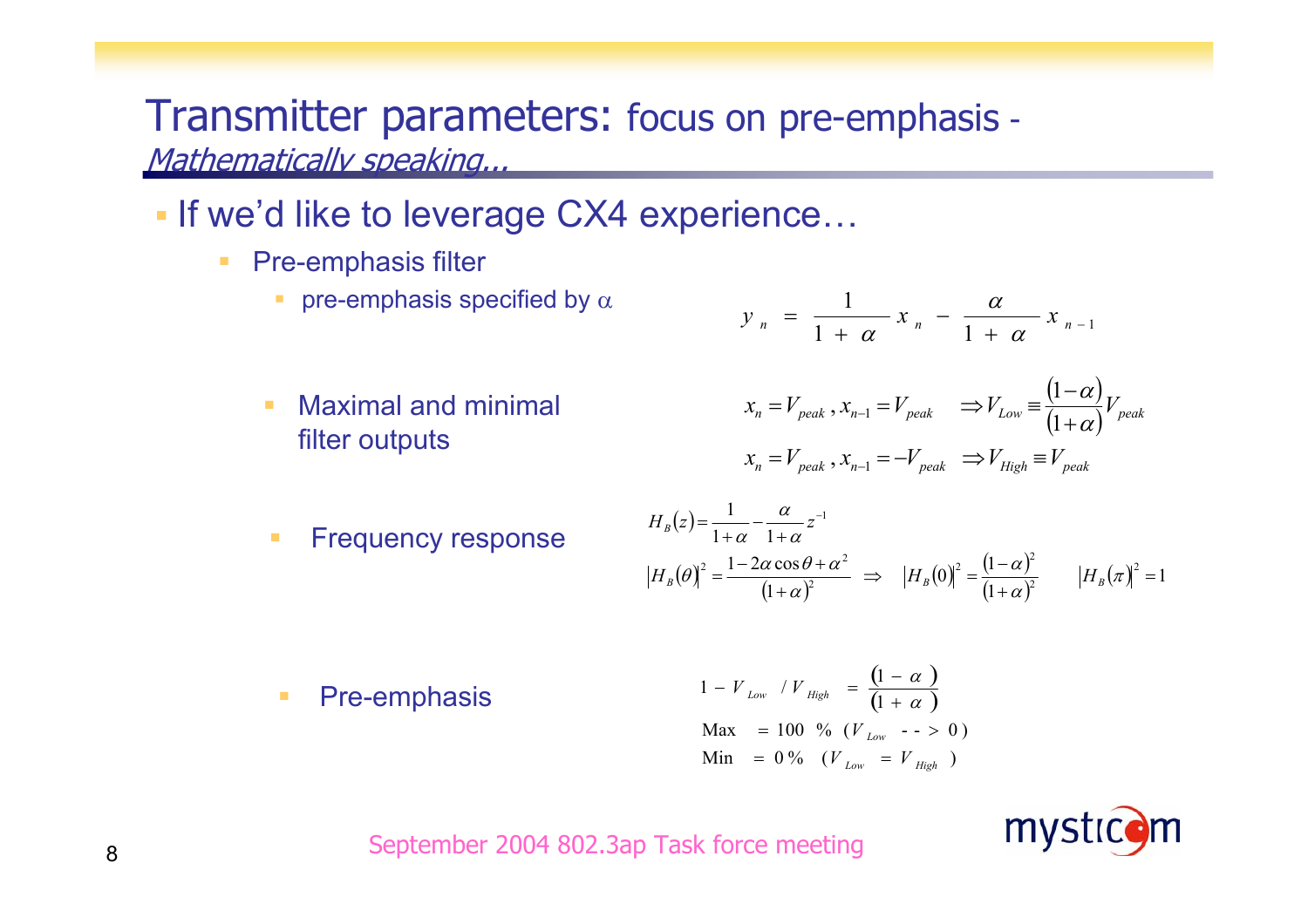# Transmitter parameters: focus on pre-emphasis - *Mathematically speaking...*

- If we'd like to leverage CX4 experience…
  - Pre-emphasis filter
    - pre-emphasis specified by $\alpha$

$$y_n = \frac{1}{1+\alpha} x_n - \frac{\alpha}{1+\alpha} x_{n-1}$$

  - Maximal and minimal filter outputs

$$x_n = V_{peak}, x_{n-1} = V_{peak} \quad \Rightarrow V_{Low} \equiv \frac{(1-\alpha)}{(1+\alpha)} V_{peak}$$

$$x_n = V_{peak}, x_{n-1} = -V_{peak} \quad \Rightarrow V_{High} \equiv V_{peak}$$

  - Frequency response

$$H_B(z) = \frac{1}{1+\alpha} - \frac{\alpha}{1+\alpha} z^{-1}$$

$$|H_B(\theta)|^2 = \frac{1-2\alpha\cos\theta + \alpha^2}{(1+\alpha)^2} \Rightarrow \quad |H_B(0)|^2 = \frac{(1-\alpha)^2}{(1+\alpha)^2} \qquad |H_B(\pi)|^2 = 1$$

  - Pre-emphasis

$$1 - V_{Low} / V_{High} = \frac{(1-\alpha)}{(1+\alpha)}$$

$$\text{Max} = 100\ \% \ (V_{Low} \ \text{-->}\ 0)$$

$$\text{Min} = 0\ \% \ (V_{Low} = V_{High})$$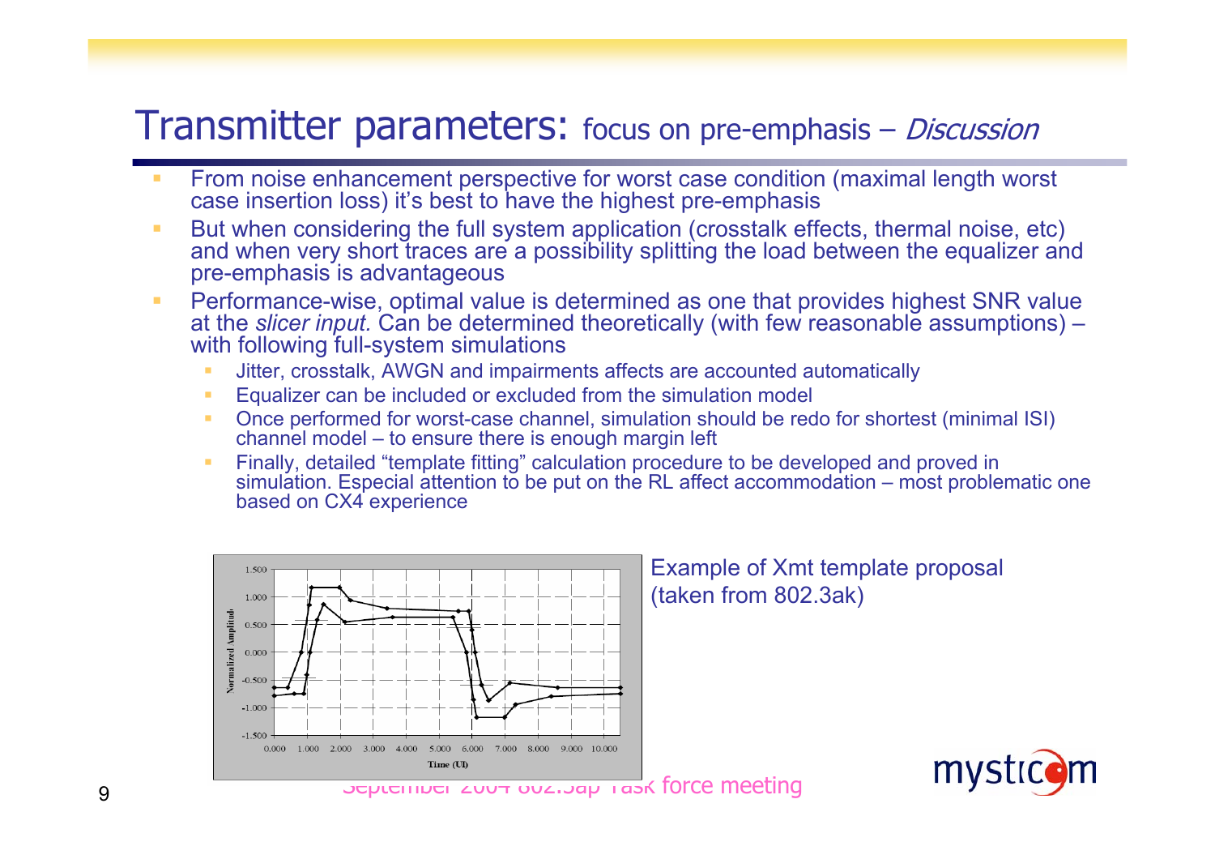# Transmitter parameters: focus on pre-emphasis – *Discussion*

- From noise enhancement perspective for worst case condition (maximal length worst case insertion loss) it's best to have the highest pre-emphasis
- But when considering the full system application (crosstalk effects, thermal noise, etc) and when very short traces are a possibility splitting the load between the equalizer and pre-emphasis is advantageous
- Performance-wise, optimal value is determined as one that provides highest SNR value at the *slicer input.* Can be determined theoretically (with few reasonable assumptions) – with following full-system simulations
  - Jitter, crosstalk, AWGN and impairments affects are accounted automatically
  - Equalizer can be included or excluded from the simulation model
  - Once performed for worst-case channel, simulation should be redo for shortest (minimal ISI) channel model – to ensure there is enough margin left
  - Finally, detailed "template fitting" calculation procedure to be developed and proved in simulation. Especial attention to be put on the RL affect accommodation – most problematic one based on CX4 experience

Example of Xmt template proposal (taken from 802.3ak)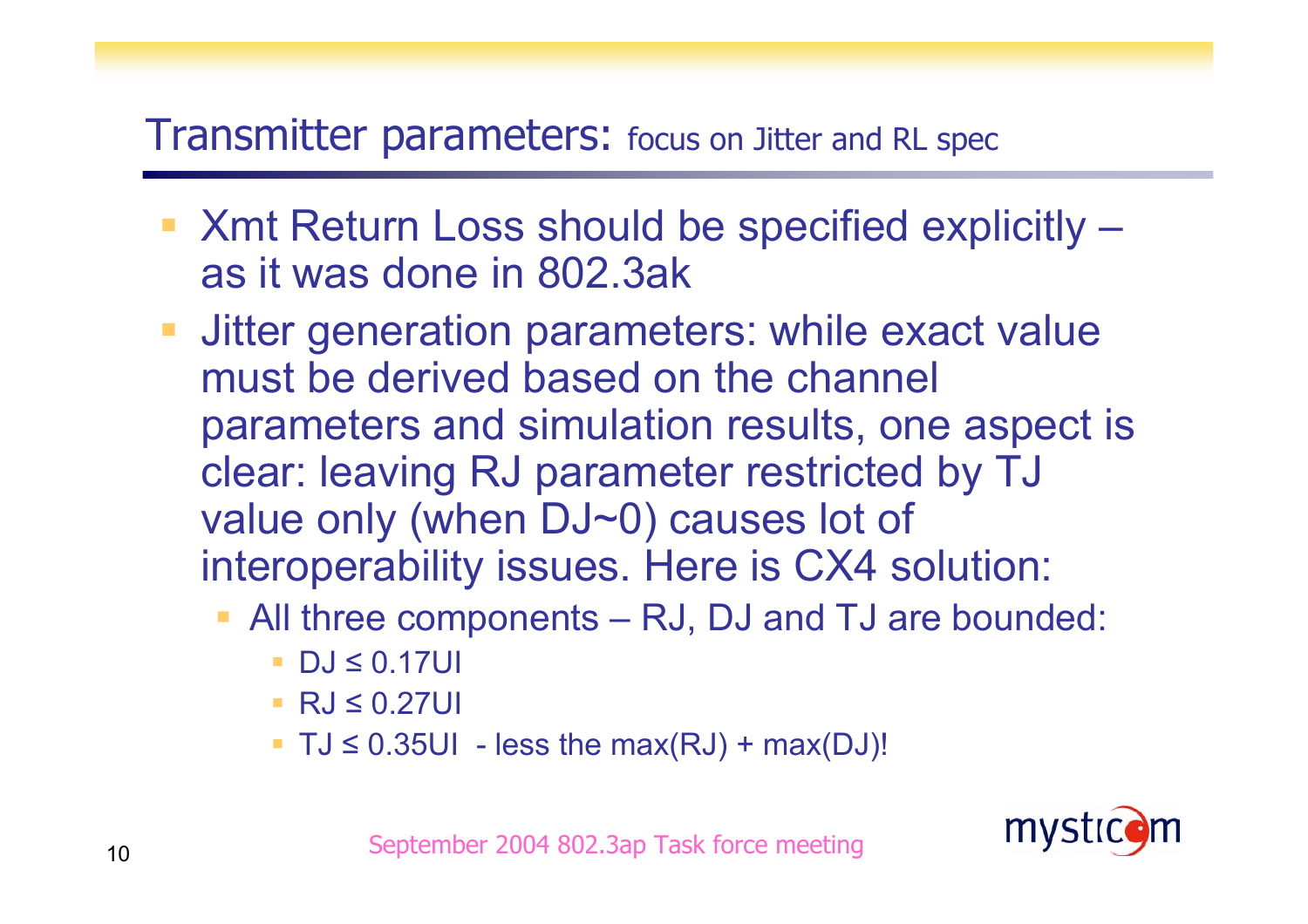# Transmitter parameters: focus on Jitter and RL spec

- Xmt Return Loss should be specified explicitly – as it was done in 802.3ak
- Jitter generation parameters: while exact value must be derived based on the channel parameters and simulation results, one aspect is clear: leaving RJ parameter restricted by TJ value only (when DJ~0) causes lot of interoperability issues. Here is CX4 solution:
  - All three components – RJ, DJ and TJ are bounded:
    - DJ ≤ 0.17UI
    - RJ ≤ 0.27UI
    - TJ ≤ 0.35UI - less the max(RJ) + max(DJ)!

September 2004 802.3ap Task force meeting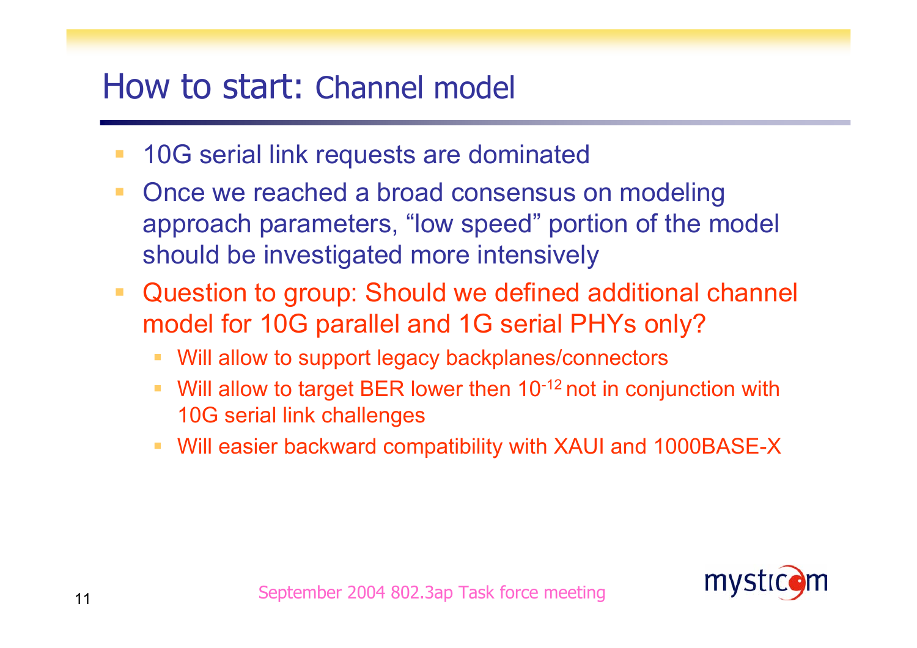# How to start: Channel model

- 10G serial link requests are dominated
- Once we reached a broad consensus on modeling approach parameters, “low speed” portion of the model should be investigated more intensively
- Question to group: Should we defined additional channel model for 10G parallel and 1G serial PHYs only?
  - Will allow to support legacy backplanes/connectors
  - Will allow to target BER lower then $10^{-12}$ not in conjunction with 10G serial link challenges
  - Will easier backward compatibility with XAUI and 1000BASE-X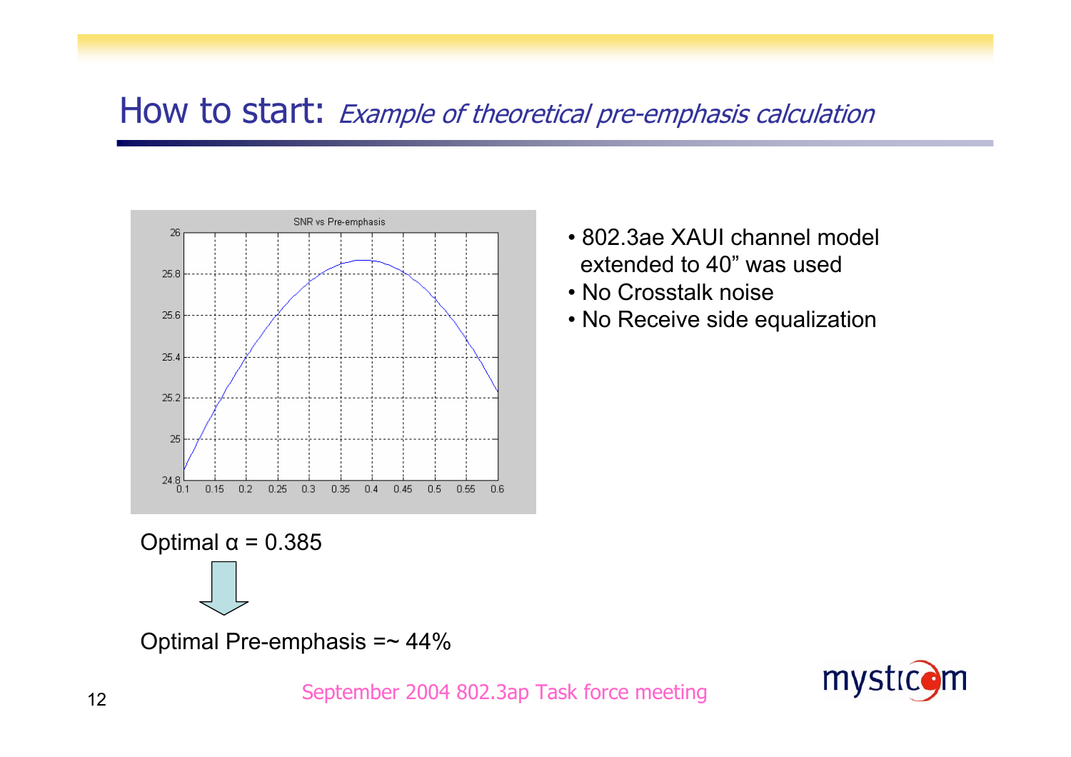# How to start: *Example of theoretical pre-emphasis calculation*

- 802.3ae XAUI channel model extended to 40" was used
- No Crosstalk noise
- No Receive side equalization

Optimal α = 0.385

Optimal Pre-emphasis =~ 44%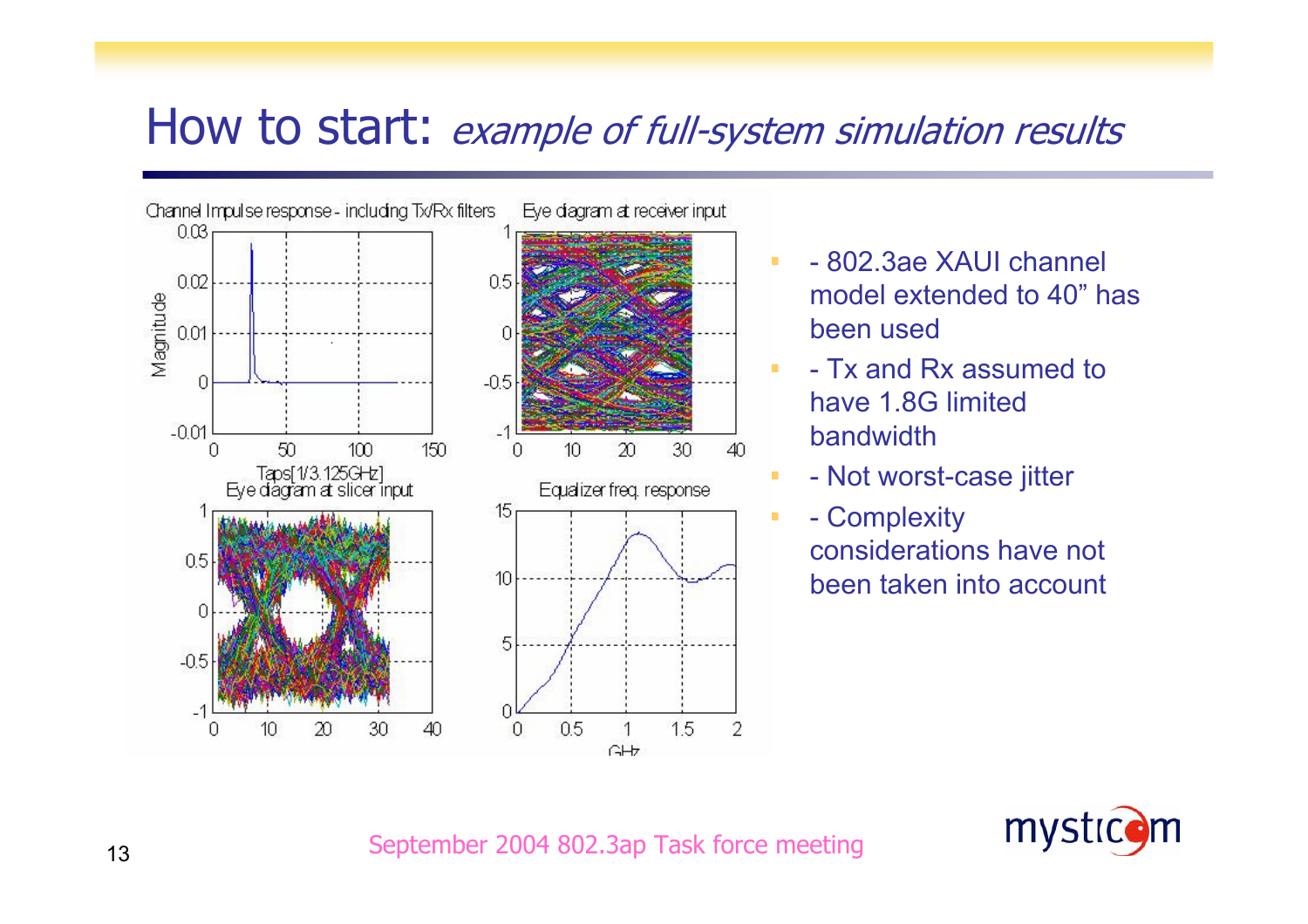# How to start: *example of full-system simulation results*

- - 802.3ae XAUI channel model extended to 40” has been used
- - Tx and Rx assumed to have 1.8G limited bandwidth
- - Not worst-case jitter
- - Complexity considerations have not been taken into account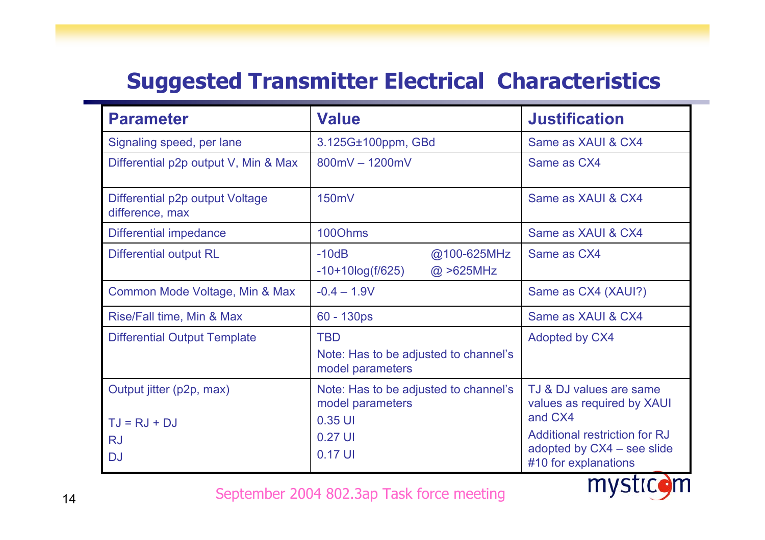# Suggested Transmitter Electrical Characteristics

| Parameter | Value | Justification |
|---|---|---|
| Signaling speed, per lane | 3.125G±100ppm, GBd | Same as XAUI & CX4 |
| Differential p2p output V, Min & Max | 800mV – 1200mV | Same as CX4 |
| Differential p2p output Voltage difference, max | 150mV | Same as XAUI & CX4 |
| Differential impedance | 100Ohms | Same as XAUI & CX4 |
| Differential output RL | -10dB @100-625MHz<br>-10+10log(f/625) @ >625MHz | Same as CX4 |
| Common Mode Voltage, Min & Max | -0.4 – 1.9V | Same as CX4 (XAUI?) |
| Rise/Fall time, Min & Max | 60 - 130ps | Same as XAUI & CX4 |
| Differential Output Template | TBD<br>Note: Has to be adjusted to channel's model parameters | Adopted by CX4 |
| Output jitter (p2p, max)<br><br>TJ = RJ + DJ<br>RJ<br>DJ | Note: Has to be adjusted to channel's model parameters<br>0.35 UI<br>0.27 UI<br>0.17 UI | TJ & DJ values are same values as required by XAUI and CX4<br>Additional restriction for RJ adopted by CX4 – see slide #10 for explanations |

September 2004 802.3ap Task force meeting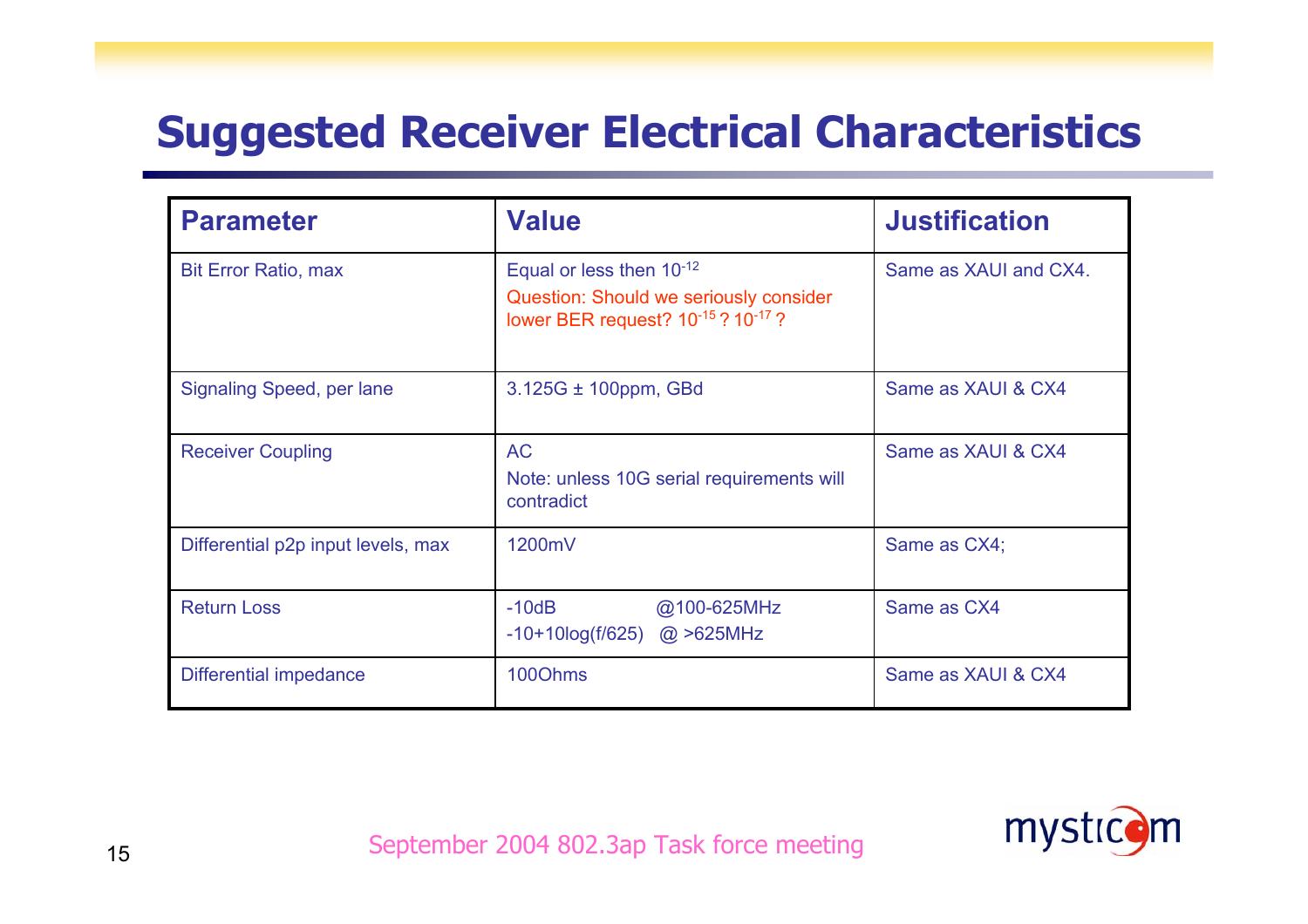# Suggested Receiver Electrical Characteristics

| Parameter | Value | Justification |
| --- | --- | --- |
| Bit Error Ratio, max | Equal or less then $10^{-12}$<br>Question: Should we seriously consider lower BER request? $10^{-15}$ ? $10^{-17}$ ? | Same as XAUI and CX4. |
| Signaling Speed, per lane | 3.125G ± 100ppm, GBd | Same as XAUI & CX4 |
| Receiver Coupling | AC<br>Note: unless 10G serial requirements will contradict | Same as XAUI & CX4 |
| Differential p2p input levels, max | 1200mV | Same as CX4; |
| Return Loss | -10dB @100-625MHz<br>-10+10log(f/625) @ >625MHz | Same as CX4 |
| Differential impedance | 100Ohms | Same as XAUI & CX4 |

September 2004 802.3ap Task force meeting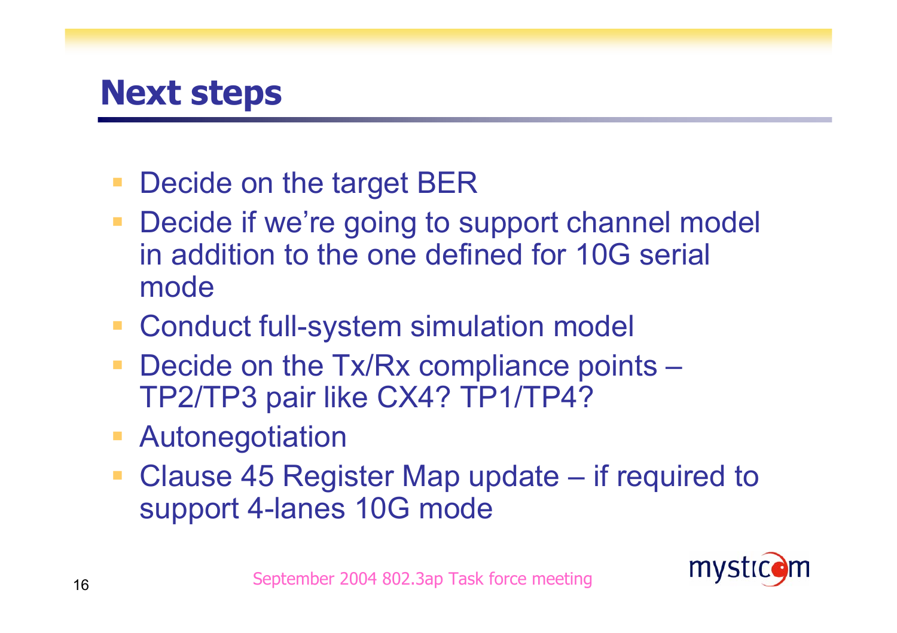# Next steps

- Decide on the target BER
- Decide if we're going to support channel model in addition to the one defined for 10G serial mode
- Conduct full-system simulation model
- Decide on the Tx/Rx compliance points – TP2/TP3 pair like CX4? TP1/TP4?
- Autonegotiation
- Clause 45 Register Map update – if required to support 4-lanes 10G mode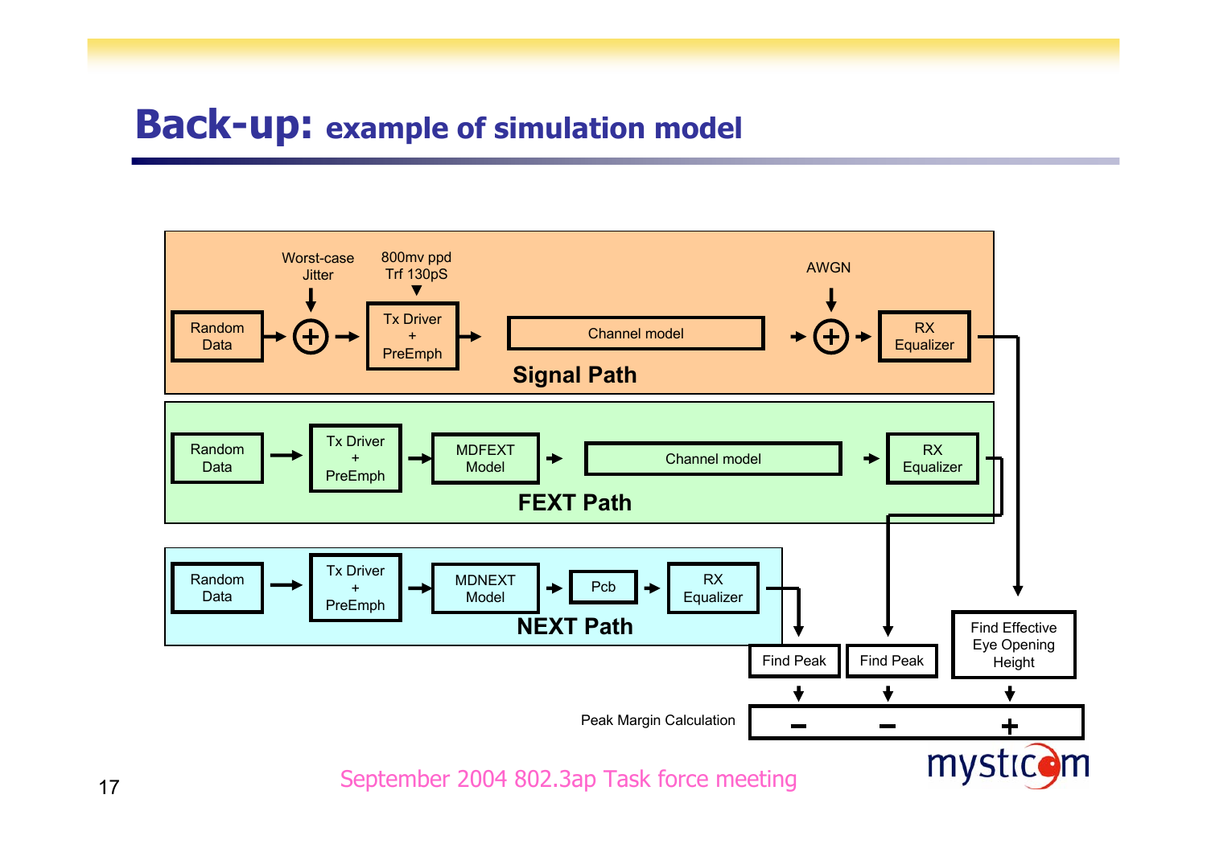# Back-up: example of simulation model

Signal Path

Random Data

Worst-case Jitter

800mv ppd
Trf 130pS

Tx Driver + PreEmph

Channel model

AWGN

RX Equalizer

FEXT Path

Random Data

Tx Driver + PreEmph

MDFEXT Model

Channel model

RX Equalizer

NEXT Path

Random Data

Tx Driver + PreEmph

MDNEXT Model

Pcb

RX Equalizer

Find Peak

Find Peak

Find Effective Eye Opening Height

Peak Margin Calculation

–

–

+

September 2004 802.3ap Task force meeting

mysticom